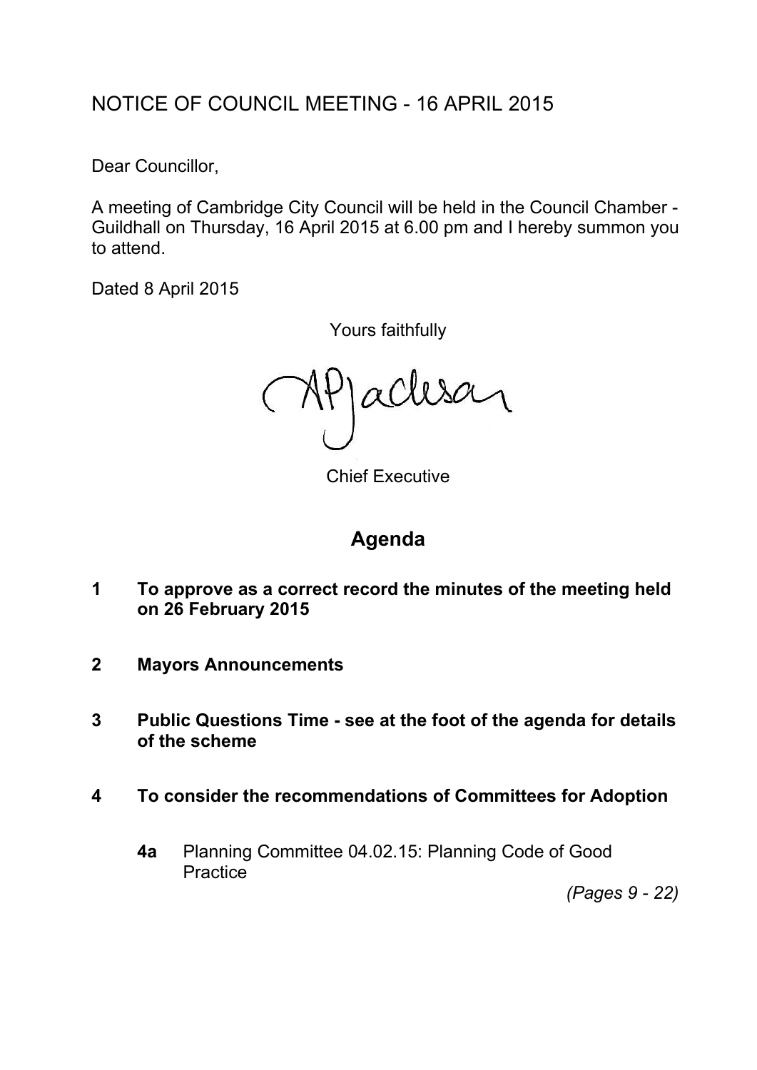# NOTICE OF COUNCIL MEETING - 16 APRIL 2015

Dear Councillor,

A meeting of Cambridge City Council will be held in the Council Chamber - Guildhall on Thursday, 16 April 2015 at 6.00 pm and I hereby summon you to attend.

Dated 8 April 2015

Yours faithfully

APJackson

Chief Executive

## Agenda

**1 To approve as a correct record the minutes of the meeting held on 26 February 2015**

**2 Mayors Announcements**

**3 Public Questions Time - see at the foot of the agenda for details of the scheme**

**4 To consider the recommendations of Committees for Adoption**

**4a** Planning Committee 04.02.15: Planning Code of Good Practice

*(Pages 9 - 22)*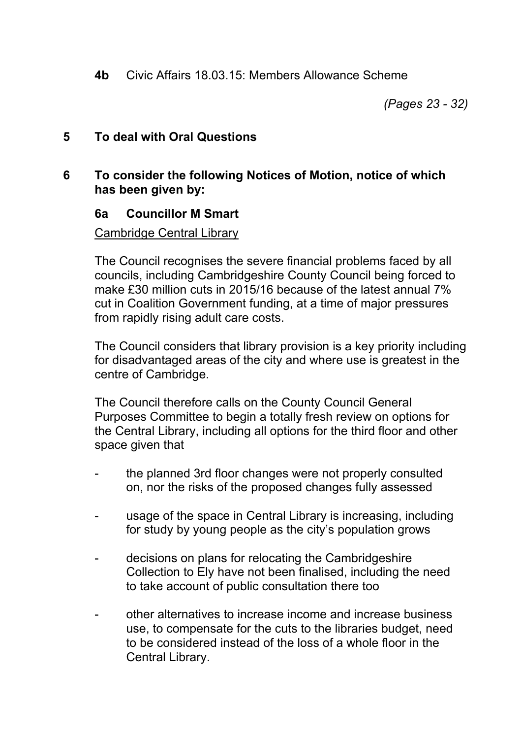**4b** Civic Affairs 18.03.15: Members Allowance Scheme

*(Pages 23 - 32)*

## 5 To deal with Oral Questions

## 6 To consider the following Notices of Motion, notice of which has been given by:

### 6a Councillor M Smart

Cambridge Central Library

The Council recognises the severe financial problems faced by all councils, including Cambridgeshire County Council being forced to make £30 million cuts in 2015/16 because of the latest annual 7% cut in Coalition Government funding, at a time of major pressures from rapidly rising adult care costs.

The Council considers that library provision is a key priority including for disadvantaged areas of the city and where use is greatest in the centre of Cambridge.

The Council therefore calls on the County Council General Purposes Committee to begin a totally fresh review on options for the Central Library, including all options for the third floor and other space given that

- the planned 3rd floor changes were not properly consulted on, nor the risks of the proposed changes fully assessed
- usage of the space in Central Library is increasing, including for study by young people as the city's population grows
- decisions on plans for relocating the Cambridgeshire Collection to Ely have not been finalised, including the need to take account of public consultation there too
- other alternatives to increase income and increase business use, to compensate for the cuts to the libraries budget, need to be considered instead of the loss of a whole floor in the Central Library.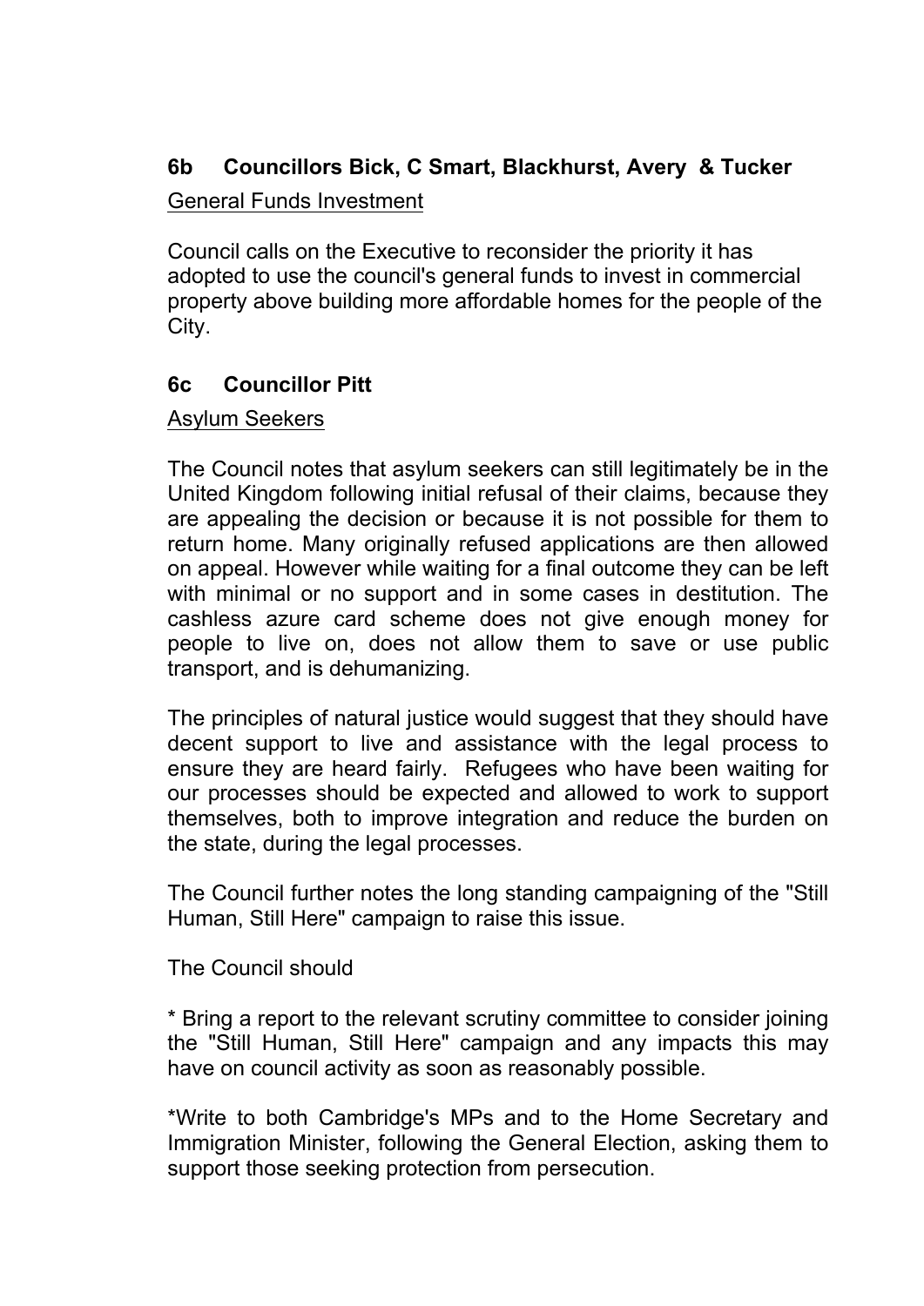### 6b Councillors Bick, C Smart, Blackhurst, Avery & Tucker

General Funds Investment

Council calls on the Executive to reconsider the priority it has adopted to use the council's general funds to invest in commercial property above building more affordable homes for the people of the City.

### 6c Councillor Pitt

Asylum Seekers

The Council notes that asylum seekers can still legitimately be in the United Kingdom following initial refusal of their claims, because they are appealing the decision or because it is not possible for them to return home. Many originally refused applications are then allowed on appeal. However while waiting for a final outcome they can be left with minimal or no support and in some cases in destitution. The cashless azure card scheme does not give enough money for people to live on, does not allow them to save or use public transport, and is dehumanizing.

The principles of natural justice would suggest that they should have decent support to live and assistance with the legal process to ensure they are heard fairly. Refugees who have been waiting for our processes should be expected and allowed to work to support themselves, both to improve integration and reduce the burden on the state, during the legal processes.

The Council further notes the long standing campaigning of the "Still Human, Still Here" campaign to raise this issue.

The Council should

* Bring a report to the relevant scrutiny committee to consider joining the "Still Human, Still Here" campaign and any impacts this may have on council activity as soon as reasonably possible.

* Write to both Cambridge's MPs and to the Home Secretary and Immigration Minister, following the General Election, asking them to support those seeking protection from persecution.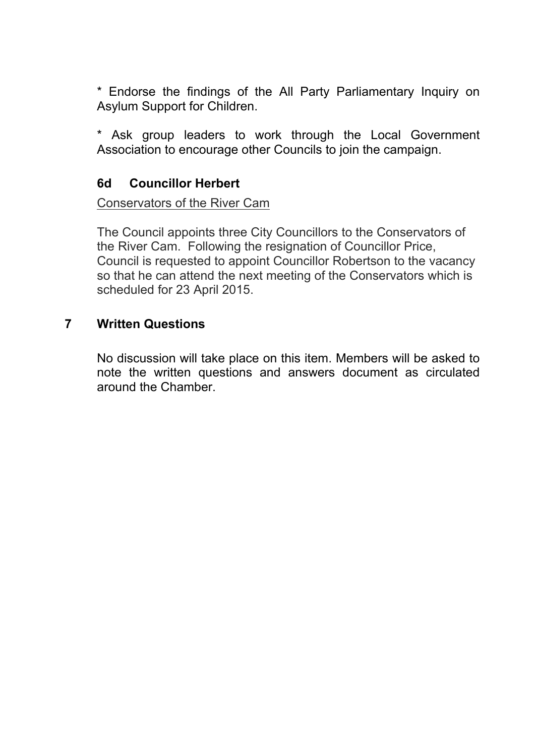* Endorse the findings of the All Party Parliamentary Inquiry on Asylum Support for Children.

* Ask group leaders to work through the Local Government Association to encourage other Councils to join the campaign.

### 6d Councillor Herbert

Conservators of the River Cam

The Council appoints three City Councillors to the Conservators of the River Cam. Following the resignation of Councillor Price, Council is requested to appoint Councillor Robertson to the vacancy so that he can attend the next meeting of the Conservators which is scheduled for 23 April 2015.

## 7 Written Questions

No discussion will take place on this item. Members will be asked to note the written questions and answers document as circulated around the Chamber.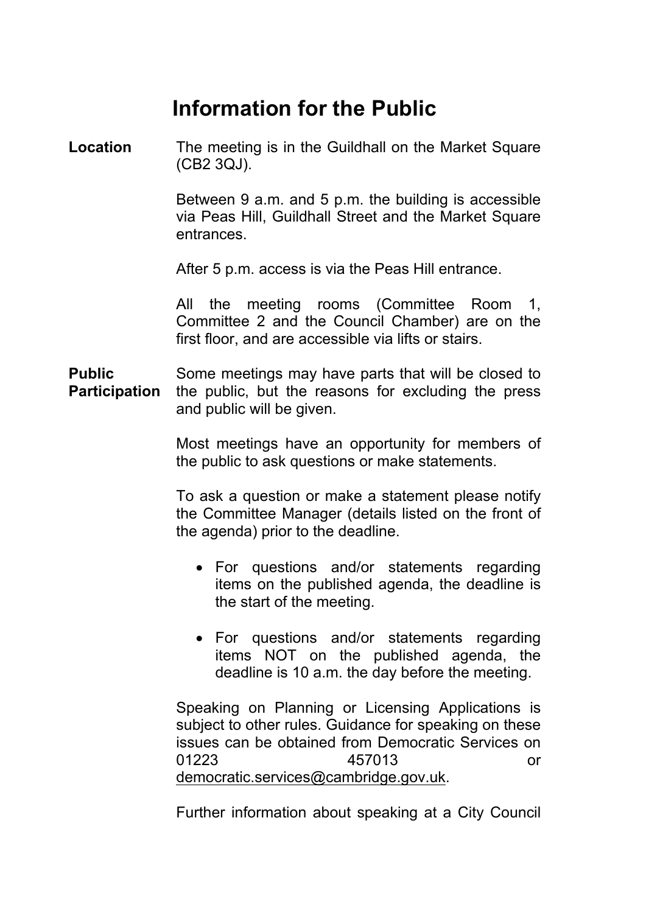# Information for the Public

**Location**

The meeting is in the Guildhall on the Market Square (CB2 3QJ).

Between 9 a.m. and 5 p.m. the building is accessible via Peas Hill, Guildhall Street and the Market Square entrances.

After 5 p.m. access is via the Peas Hill entrance.

All the meeting rooms (Committee Room 1, Committee 2 and the Council Chamber) are on the first floor, and are accessible via lifts or stairs.

**Public Participation**

Some meetings may have parts that will be closed to the public, but the reasons for excluding the press and public will be given.

Most meetings have an opportunity for members of the public to ask questions or make statements.

To ask a question or make a statement please notify the Committee Manager (details listed on the front of the agenda) prior to the deadline.

- For questions and/or statements regarding items on the published agenda, the deadline is the start of the meeting.
- For questions and/or statements regarding items NOT on the published agenda, the deadline is 10 a.m. the day before the meeting.

Speaking on Planning or Licensing Applications is subject to other rules. Guidance for speaking on these issues can be obtained from Democratic Services on 01223 457013 or democratic.services@cambridge.gov.uk.

Further information about speaking at a City Council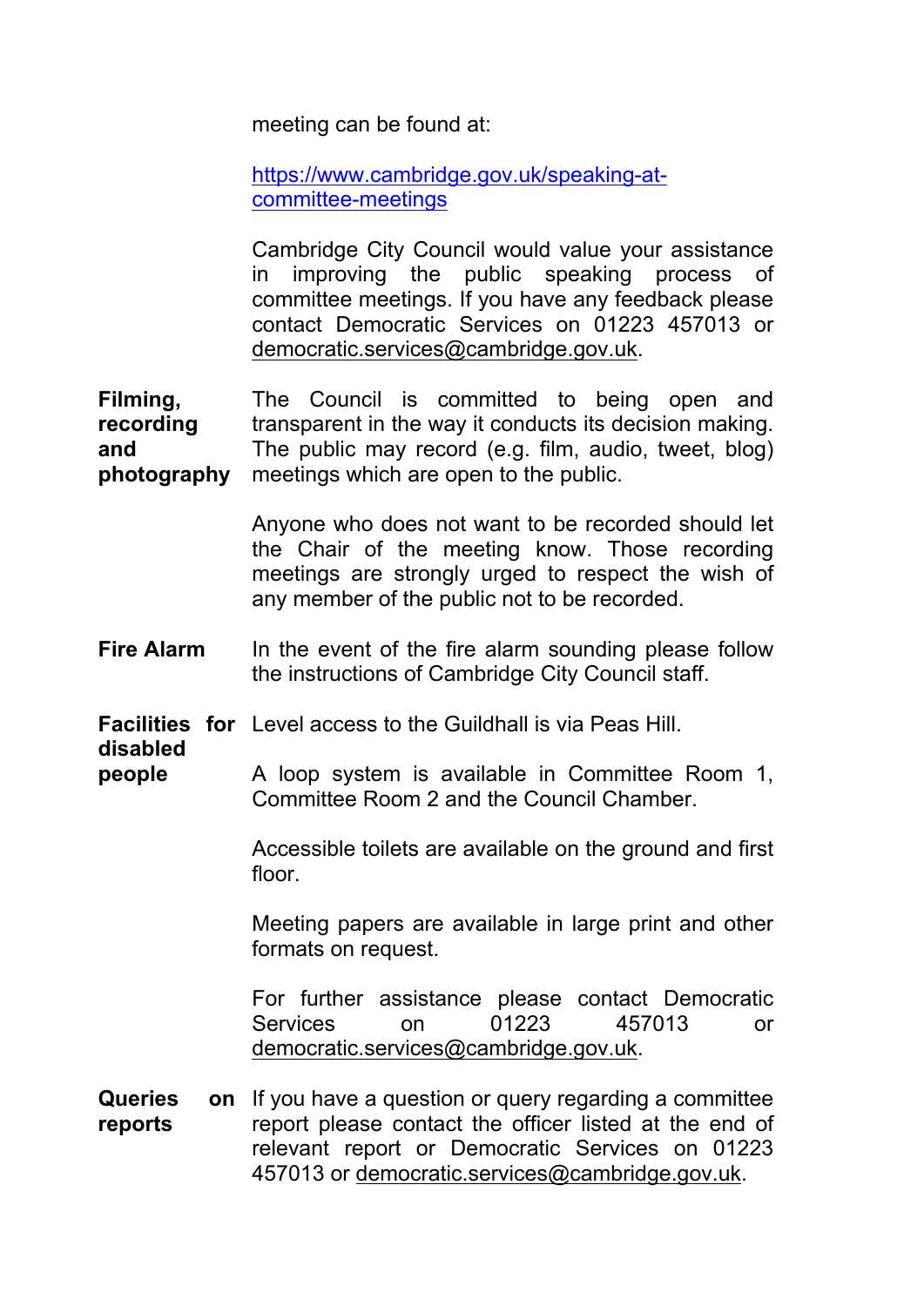meeting can be found at:

https://www.cambridge.gov.uk/speaking-at-committee-meetings

Cambridge City Council would value your assistance in improving the public speaking process of committee meetings. If you have any feedback please contact Democratic Services on 01223 457013 or democratic.services@cambridge.gov.uk.

**Filming, recording and photography**

The Council is committed to being open and transparent in the way it conducts its decision making. The public may record (e.g. film, audio, tweet, blog) meetings which are open to the public.

Anyone who does not want to be recorded should let the Chair of the meeting know. Those recording meetings are strongly urged to respect the wish of any member of the public not to be recorded.

**Fire Alarm**

In the event of the fire alarm sounding please follow the instructions of Cambridge City Council staff.

**Facilities for disabled people**

Level access to the Guildhall is via Peas Hill.

A loop system is available in Committee Room 1, Committee Room 2 and the Council Chamber.

Accessible toilets are available on the ground and first floor.

Meeting papers are available in large print and other formats on request.

For further assistance please contact Democratic Services on 01223 457013 or democratic.services@cambridge.gov.uk.

**Queries on reports**

If you have a question or query regarding a committee report please contact the officer listed at the end of relevant report or Democratic Services on 01223 457013 or democratic.services@cambridge.gov.uk.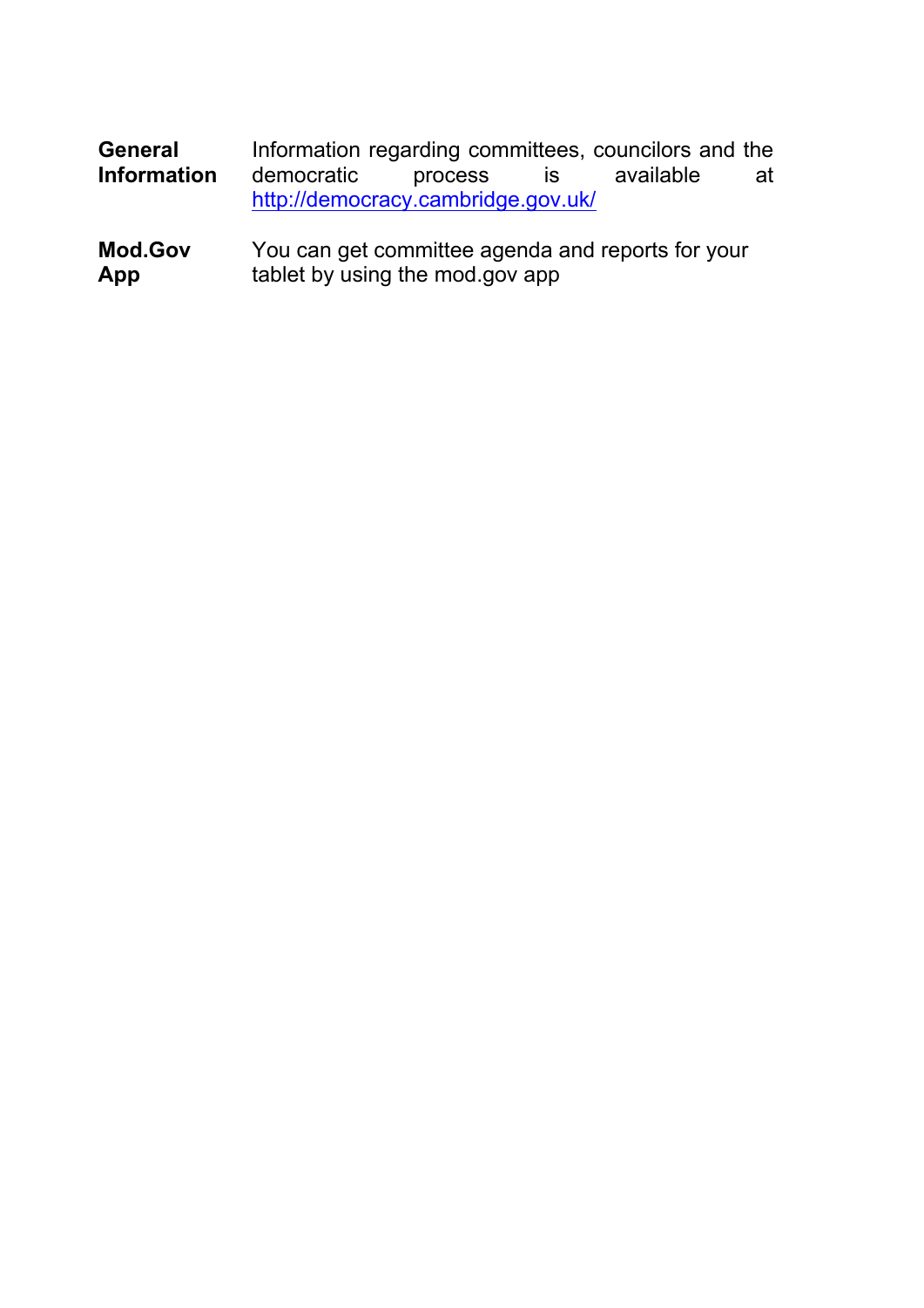| | |
|---|---|
| **General Information** | Information regarding committees, councilors and the democratic process is available at http://democracy.cambridge.gov.uk/ |
| **Mod.Gov App** | You can get committee agenda and reports for your tablet by using the mod.gov app |